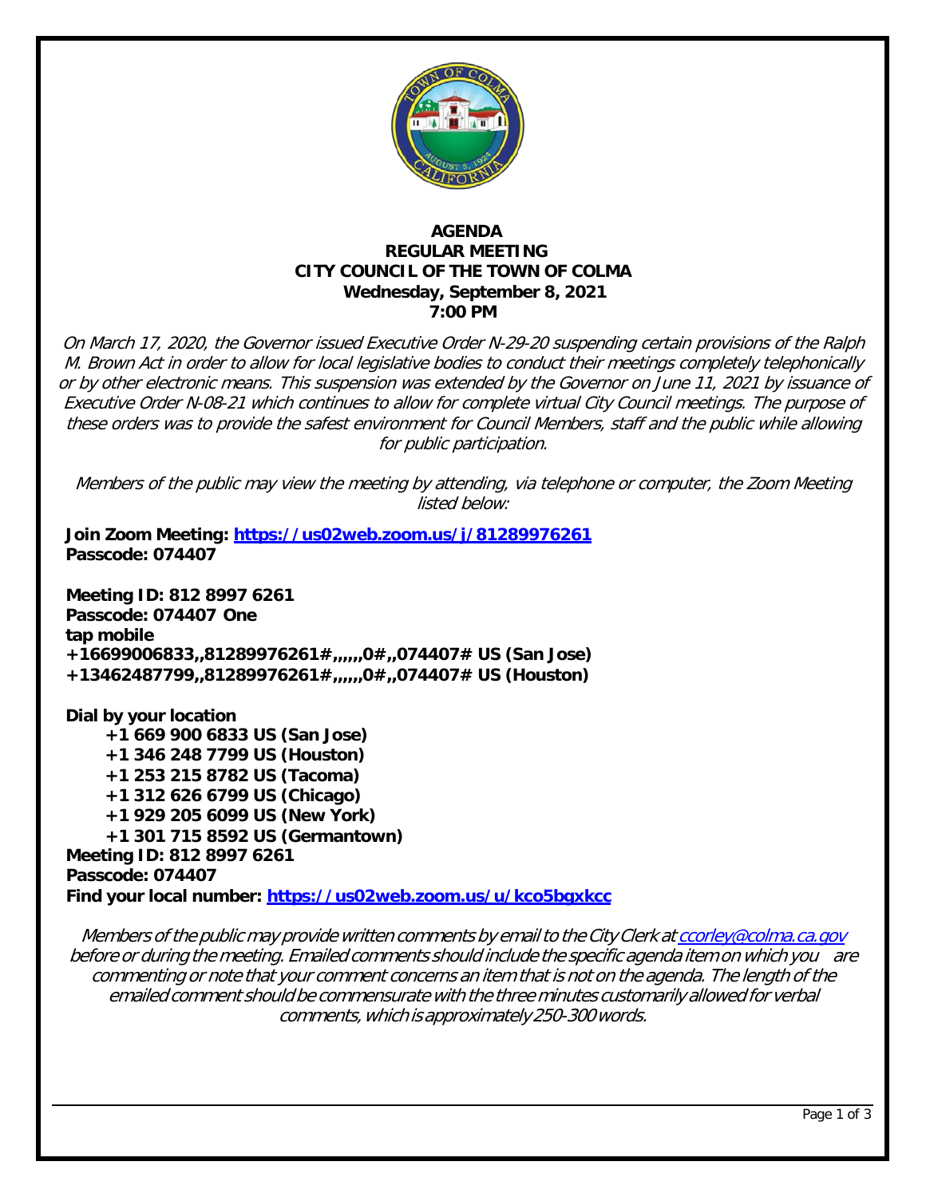# AGENDA
## REGULAR MEETING
## CITY COUNCIL OF THE TOWN OF COLMA
**Wednesday, September 8, 2021**
**7:00 PM**

*On March 17, 2020, the Governor issued Executive Order N-29-20 suspending certain provisions of the Ralph M. Brown Act in order to allow for local legislative bodies to conduct their meetings completely telephonically or by other electronic means. This suspension was extended by the Governor on June 11, 2021 by issuance of Executive Order N-08-21 which continues to allow for complete virtual City Council meetings. The purpose of these orders was to provide the safest environment for Council Members, staff and the public while allowing for public participation.*

*Members of the public may view the meeting by attending, via telephone or computer, the Zoom Meeting listed below:*

**Join Zoom Meeting: https://us02web.zoom.us/j/81289976261**
**Passcode: 074407**

**Meeting ID: 812 8997 6261**
**Passcode: 074407 One tap mobile**
**+16699006833,,81289976261#,,,,,,0#,,074407# US (San Jose)**
**+13462487799,,81289976261#,,,,,,0#,,074407# US (Houston)**

**Dial by your location**
- **+1 669 900 6833 US (San Jose)**
- **+1 346 248 7799 US (Houston)**
- **+1 253 215 8782 US (Tacoma)**
- **+1 312 626 6799 US (Chicago)**
- **+1 929 205 6099 US (New York)**
- **+1 301 715 8592 US (Germantown)**

**Meeting ID: 812 8997 6261**
**Passcode: 074407**
**Find your local number: https://us02web.zoom.us/u/kco5bgxkcc**

*Members of the public may provide written comments by email to the City Clerk at ccorley@colma.ca.gov before or during the meeting. Emailed comments should include the specific agenda item on which you are commenting or note that your comment concerns an item that is not on the agenda. The length of the emailed comment should be commensurate with the three minutes customarily allowed for verbal comments, which is approximately 250-300 words.*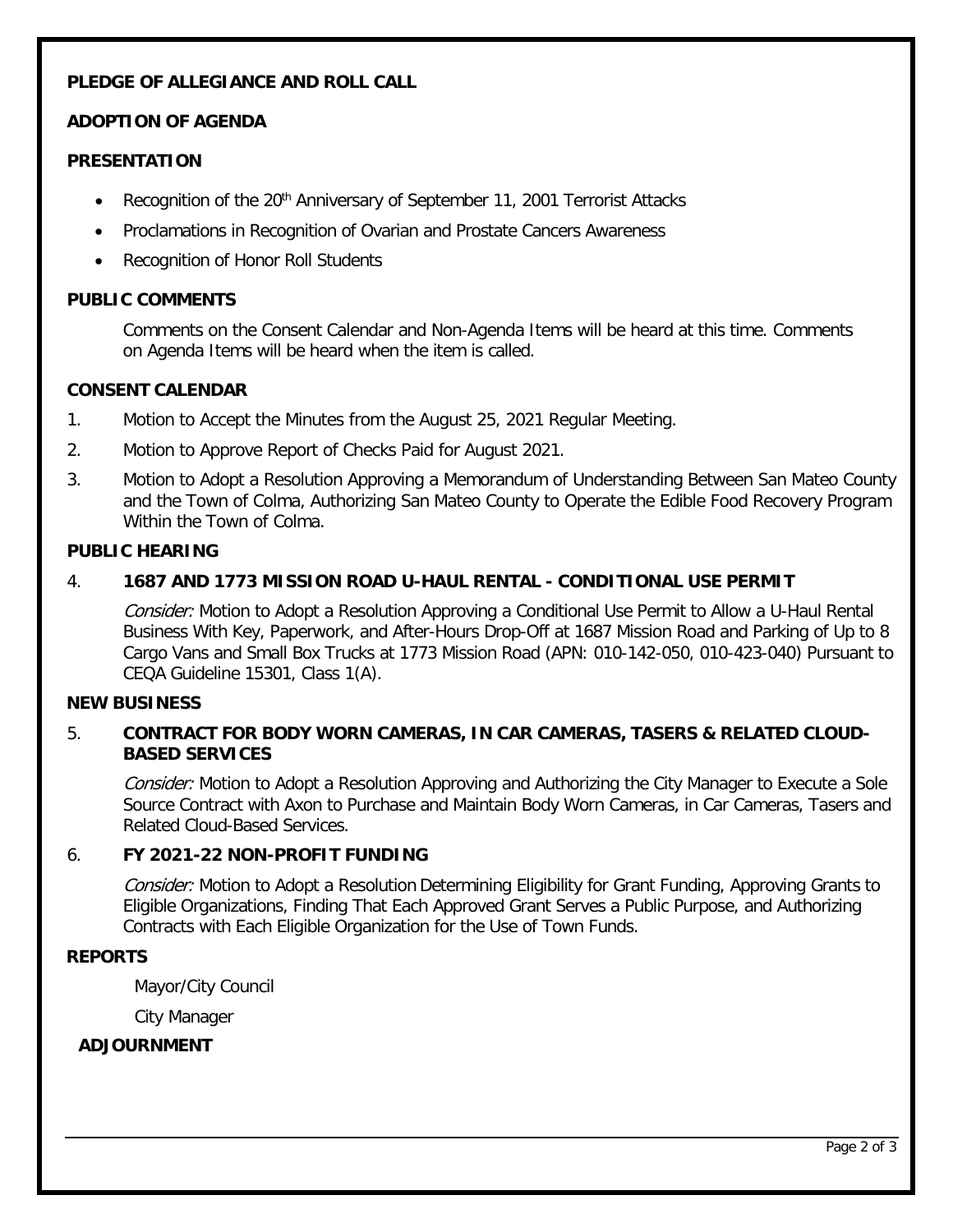**PLEDGE OF ALLEGIANCE AND ROLL CALL**

**ADOPTION OF AGENDA**

**PRESENTATION**

- Recognition of the 20th Anniversary of September 11, 2001 Terrorist Attacks
- Proclamations in Recognition of Ovarian and Prostate Cancers Awareness
- Recognition of Honor Roll Students

**PUBLIC COMMENTS**

Comments on the Consent Calendar and Non-Agenda Items will be heard at this time. Comments on Agenda Items will be heard when the item is called.

**CONSENT CALENDAR**

1. Motion to Accept the Minutes from the August 25, 2021 Regular Meeting.
2. Motion to Approve Report of Checks Paid for August 2021.
3. Motion to Adopt a Resolution Approving a Memorandum of Understanding Between San Mateo County and the Town of Colma, Authorizing San Mateo County to Operate the Edible Food Recovery Program Within the Town of Colma.

**PUBLIC HEARING**

4. **1687 AND 1773 MISSION ROAD U-HAUL RENTAL - CONDITIONAL USE PERMIT**

   *Consider:* Motion to Adopt a Resolution Approving a Conditional Use Permit to Allow a U-Haul Rental Business With Key, Paperwork, and After-Hours Drop-Off at 1687 Mission Road and Parking of Up to 8 Cargo Vans and Small Box Trucks at 1773 Mission Road (APN: 010-142-050, 010-423-040) Pursuant to CEQA Guideline 15301, Class 1(A).

**NEW BUSINESS**

5. **CONTRACT FOR BODY WORN CAMERAS, IN CAR CAMERAS, TASERS & RELATED CLOUD-BASED SERVICES**

   *Consider:* Motion to Adopt a Resolution Approving and Authorizing the City Manager to Execute a Sole Source Contract with Axon to Purchase and Maintain Body Worn Cameras, in Car Cameras, Tasers and Related Cloud-Based Services.

6. **FY 2021-22 NON-PROFIT FUNDING**

   *Consider:* Motion to Adopt a Resolution Determining Eligibility for Grant Funding, Approving Grants to Eligible Organizations, Finding That Each Approved Grant Serves a Public Purpose, and Authorizing Contracts with Each Eligible Organization for the Use of Town Funds.

**REPORTS**

Mayor/City Council

City Manager

**ADJOURNMENT**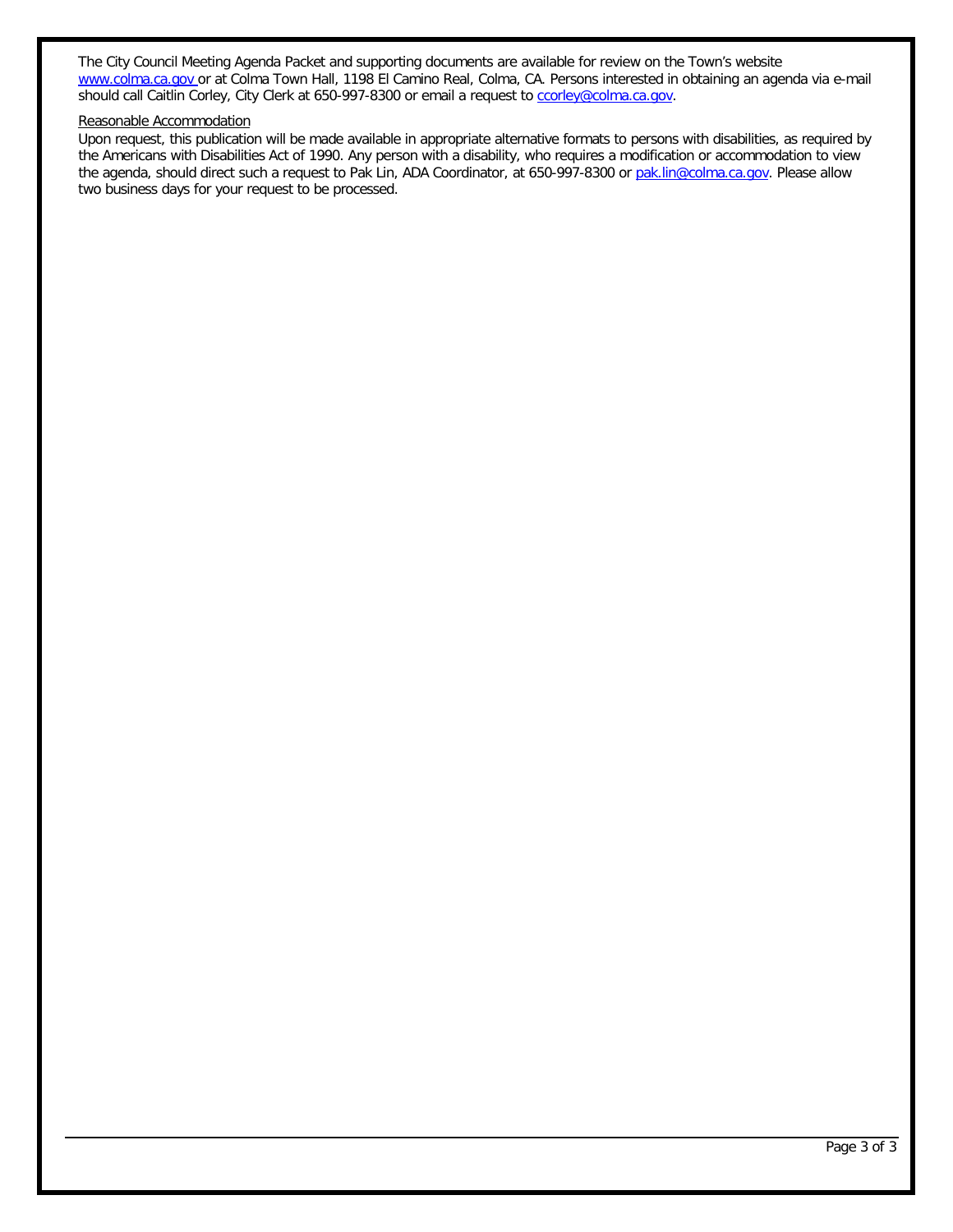The City Council Meeting Agenda Packet and supporting documents are available for review on the Town's website www.colma.ca.gov or at Colma Town Hall, 1198 El Camino Real, Colma, CA. Persons interested in obtaining an agenda via e-mail should call Caitlin Corley, City Clerk at 650-997-8300 or email a request to ccorley@colma.ca.gov.

Reasonable Accommodation

Upon request, this publication will be made available in appropriate alternative formats to persons with disabilities, as required by the Americans with Disabilities Act of 1990. Any person with a disability, who requires a modification or accommodation to view the agenda, should direct such a request to Pak Lin, ADA Coordinator, at 650-997-8300 or pak.lin@colma.ca.gov. Please allow two business days for your request to be processed.